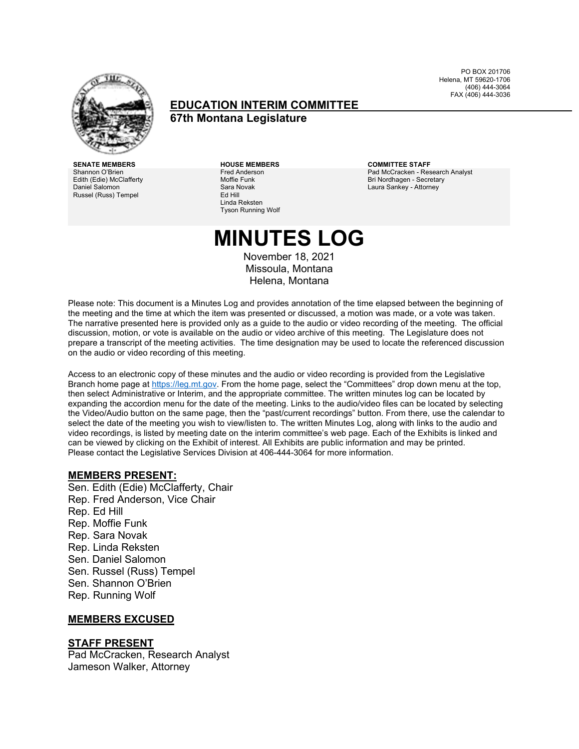PO BOX 201706
Helena, MT 59620-1706
(406) 444-3064
FAX (406) 444-3036

## EDUCATION INTERIM COMMITTEE

**67th Montana Legislature**

| SENATE MEMBERS | HOUSE MEMBERS | COMMITTEE STAFF |
| --- | --- | --- |
| Shannon O'Brien | Fred Anderson | Pad McCracken - Research Analyst |
| Edith (Edie) McClafferty | Moffie Funk | Bri Nordhagen - Secretary |
| Daniel Salomon | Sara Novak | Laura Sankey - Attorney |
| Russel (Russ) Tempel | Ed Hill | |
| | Linda Reksten | |
| | Tyson Running Wolf | |

# MINUTES LOG

November 18, 2021
Missoula, Montana
Helena, Montana

Please note: This document is a Minutes Log and provides annotation of the time elapsed between the beginning of the meeting and the time at which the item was presented or discussed, a motion was made, or a vote was taken. The narrative presented here is provided only as a guide to the audio or video recording of the meeting. The official discussion, motion, or vote is available on the audio or video archive of this meeting. The Legislature does not prepare a transcript of the meeting activities. The time designation may be used to locate the referenced discussion on the audio or video recording of this meeting.

Access to an electronic copy of these minutes and the audio or video recording is provided from the Legislative Branch home page at https://leg.mt.gov. From the home page, select the "Committees" drop down menu at the top, then select Administrative or Interim, and the appropriate committee. The written minutes log can be located by expanding the accordion menu for the date of the meeting. Links to the audio/video files can be located by selecting the Video/Audio button on the same page, then the "past/current recordings" button. From there, use the calendar to select the date of the meeting you wish to view/listen to. The written Minutes Log, along with links to the audio and video recordings, is listed by meeting date on the interim committee's web page. Each of the Exhibits is linked and can be viewed by clicking on the Exhibit of interest. All Exhibits are public information and may be printed. Please contact the Legislative Services Division at 406-444-3064 for more information.

## MEMBERS PRESENT:

Sen. Edith (Edie) McClafferty, Chair
Rep. Fred Anderson, Vice Chair
Rep. Ed Hill
Rep. Moffie Funk
Rep. Sara Novak
Rep. Linda Reksten
Sen. Daniel Salomon
Sen. Russel (Russ) Tempel
Sen. Shannon O'Brien
Rep. Running Wolf

## MEMBERS EXCUSED

## STAFF PRESENT

Pad McCracken, Research Analyst
Jameson Walker, Attorney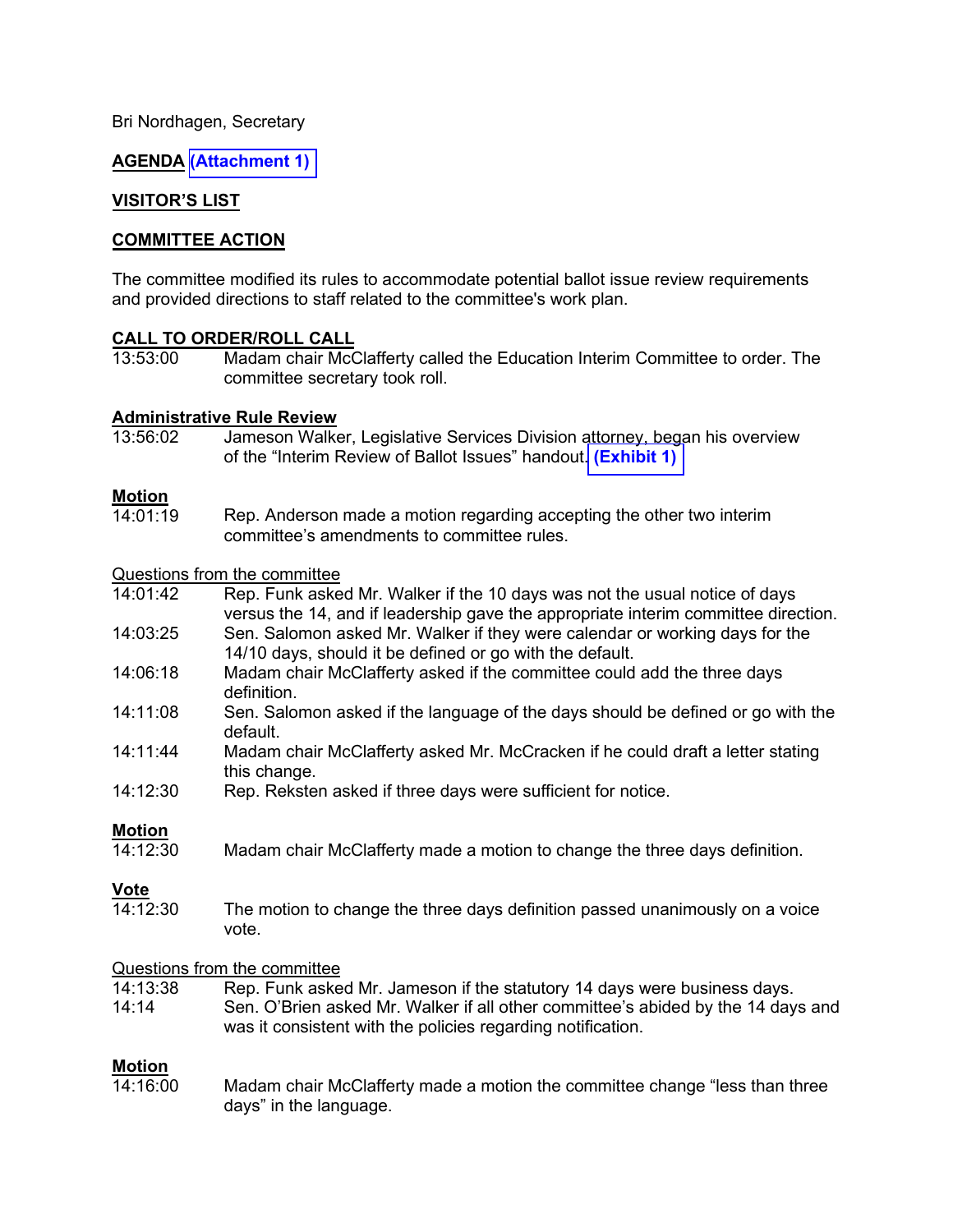Bri Nordhagen, Secretary

**AGENDA** **(Attachment 1)**

**VISITOR'S LIST**

**COMMITTEE ACTION**

The committee modified its rules to accommodate potential ballot issue review requirements and provided directions to staff related to the committee's work plan.

**CALL TO ORDER/ROLL CALL**

13:53:00 Madam chair McClafferty called the Education Interim Committee to order. The committee secretary took roll.

**Administrative Rule Review**

13:56:02 Jameson Walker, Legislative Services Division attorney, began his overview of the "Interim Review of Ballot Issues" handout. **(Exhibit 1)**

**Motion**

14:01:19 Rep. Anderson made a motion regarding accepting the other two interim committee's amendments to committee rules.

Questions from the committee

14:01:42 Rep. Funk asked Mr. Walker if the 10 days was not the usual notice of days versus the 14, and if leadership gave the appropriate interim committee direction.

14:03:25 Sen. Salomon asked Mr. Walker if they were calendar or working days for the 14/10 days, should it be defined or go with the default.

14:06:18 Madam chair McClafferty asked if the committee could add the three days definition.

14:11:08 Sen. Salomon asked if the language of the days should be defined or go with the default.

14:11:44 Madam chair McClafferty asked Mr. McCracken if he could draft a letter stating this change.

14:12:30 Rep. Reksten asked if three days were sufficient for notice.

**Motion**

14:12:30 Madam chair McClafferty made a motion to change the three days definition.

**Vote**

14:12:30 The motion to change the three days definition passed unanimously on a voice vote.

Questions from the committee

14:13:38 Rep. Funk asked Mr. Jameson if the statutory 14 days were business days.

14:14 Sen. O'Brien asked Mr. Walker if all other committee's abided by the 14 days and was it consistent with the policies regarding notification.

**Motion**

14:16:00 Madam chair McClafferty made a motion the committee change "less than three days" in the language.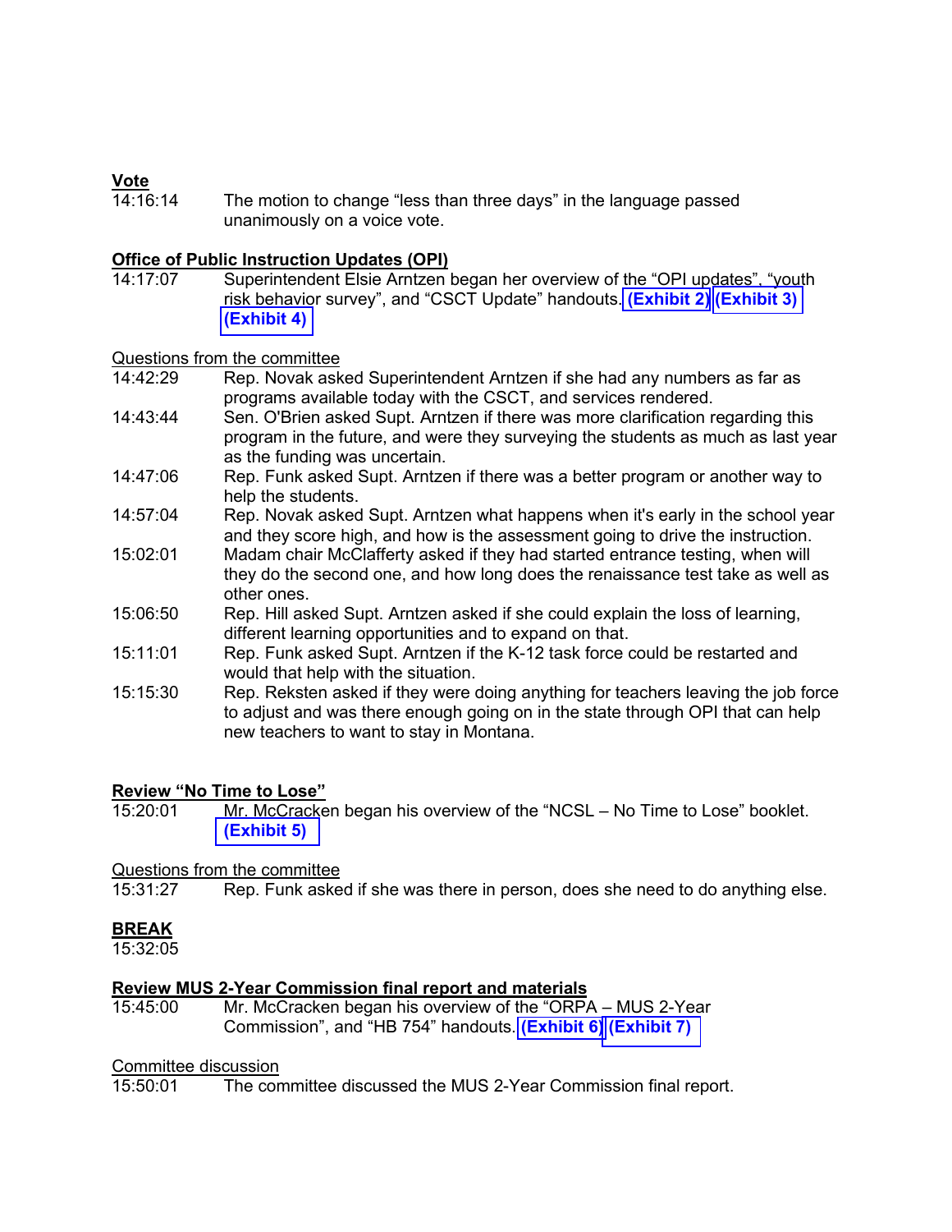**Vote**

14:16:14 The motion to change "less than three days" in the language passed unanimously on a voice vote.

**Office of Public Instruction Updates (OPI)**

14:17:07 Superintendent Elsie Arntzen began her overview of the "OPI updates", "youth risk behavior survey", and "CSCT Update" handouts. **(Exhibit 2)** **(Exhibit 3)** **(Exhibit 4)**

Questions from the committee

14:42:29 Rep. Novak asked Superintendent Arntzen if she had any numbers as far as programs available today with the CSCT, and services rendered.

14:43:44 Sen. O'Brien asked Supt. Arntzen if there was more clarification regarding this program in the future, and were they surveying the students as much as last year as the funding was uncertain.

14:47:06 Rep. Funk asked Supt. Arntzen if there was a better program or another way to help the students.

14:57:04 Rep. Novak asked Supt. Arntzen what happens when it's early in the school year and they score high, and how is the assessment going to drive the instruction.

15:02:01 Madam chair McClafferty asked if they had started entrance testing, when will they do the second one, and how long does the renaissance test take as well as other ones.

15:06:50 Rep. Hill asked Supt. Arntzen asked if she could explain the loss of learning, different learning opportunities and to expand on that.

15:11:01 Rep. Funk asked Supt. Arntzen if the K-12 task force could be restarted and would that help with the situation.

15:15:30 Rep. Reksten asked if they were doing anything for teachers leaving the job force to adjust and was there enough going on in the state through OPI that can help new teachers to want to stay in Montana.

**Review "No Time to Lose"**

15:20:01 Mr. McCracken began his overview of the "NCSL – No Time to Lose" booklet. **(Exhibit 5)**

Questions from the committee

15:31:27 Rep. Funk asked if she was there in person, does she need to do anything else.

**BREAK**

15:32:05

**Review MUS 2-Year Commission final report and materials**

15:45:00 Mr. McCracken began his overview of the "ORPA – MUS 2-Year Commission", and "HB 754" handouts. **(Exhibit 6)** **(Exhibit 7)**

Committee discussion

15:50:01 The committee discussed the MUS 2-Year Commission final report.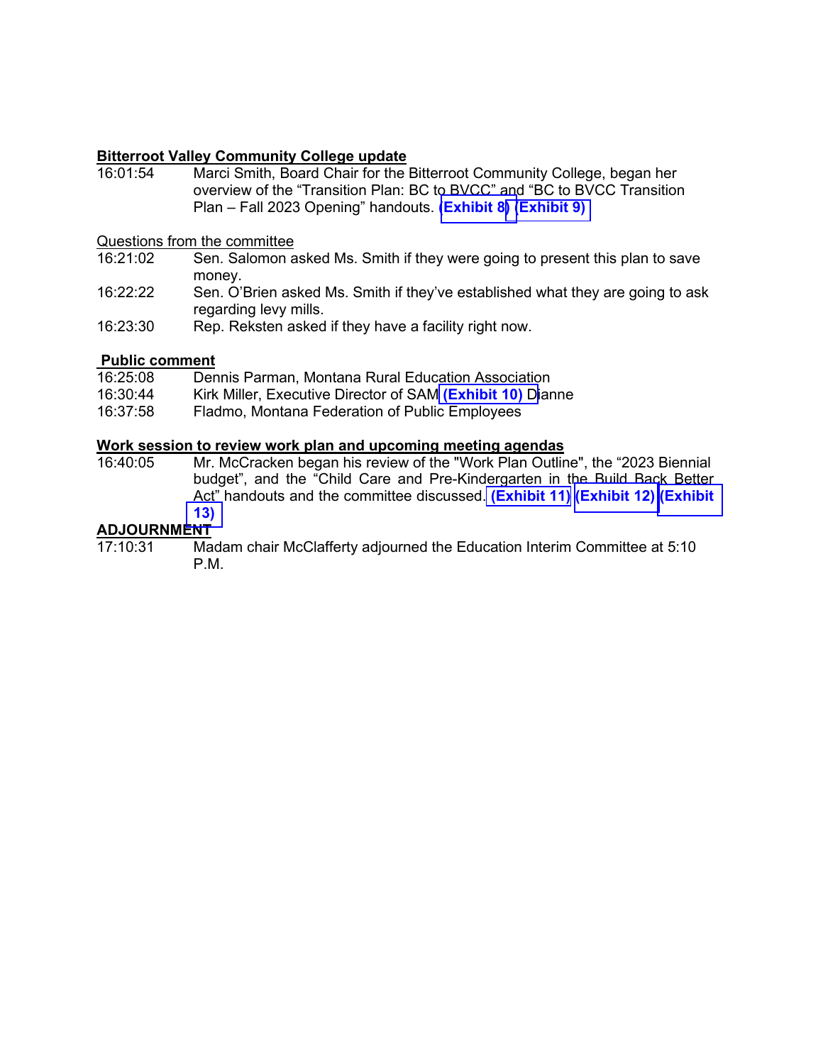**Bitterroot Valley Community College update**

16:01:54 Marci Smith, Board Chair for the Bitterroot Community College, began her overview of the "Transition Plan: BC to BVCC" and "BC to BVCC Transition Plan – Fall 2023 Opening" handouts. **(Exhibit 8) (Exhibit 9)**

Questions from the committee

16:21:02 Sen. Salomon asked Ms. Smith if they were going to present this plan to save money.

16:22:22 Sen. O'Brien asked Ms. Smith if they've established what they are going to ask regarding levy mills.

16:23:30 Rep. Reksten asked if they have a facility right now.

**Public comment**

16:25:08 Dennis Parman, Montana Rural Education Association

16:30:44 Kirk Miller, Executive Director of SAM **(Exhibit 10)** Dianne

16:37:58 Fladmo, Montana Federation of Public Employees

**Work session to review work plan and upcoming meeting agendas**

16:40:05 Mr. McCracken began his review of the "Work Plan Outline", the "2023 Biennial budget", and the "Child Care and Pre-Kindergarten in the Build Back Better Act" handouts and the committee discussed. **(Exhibit 11) (Exhibit 12) (Exhibit 13)**

**ADJOURNMENT**

17:10:31 Madam chair McClafferty adjourned the Education Interim Committee at 5:10 P.M.